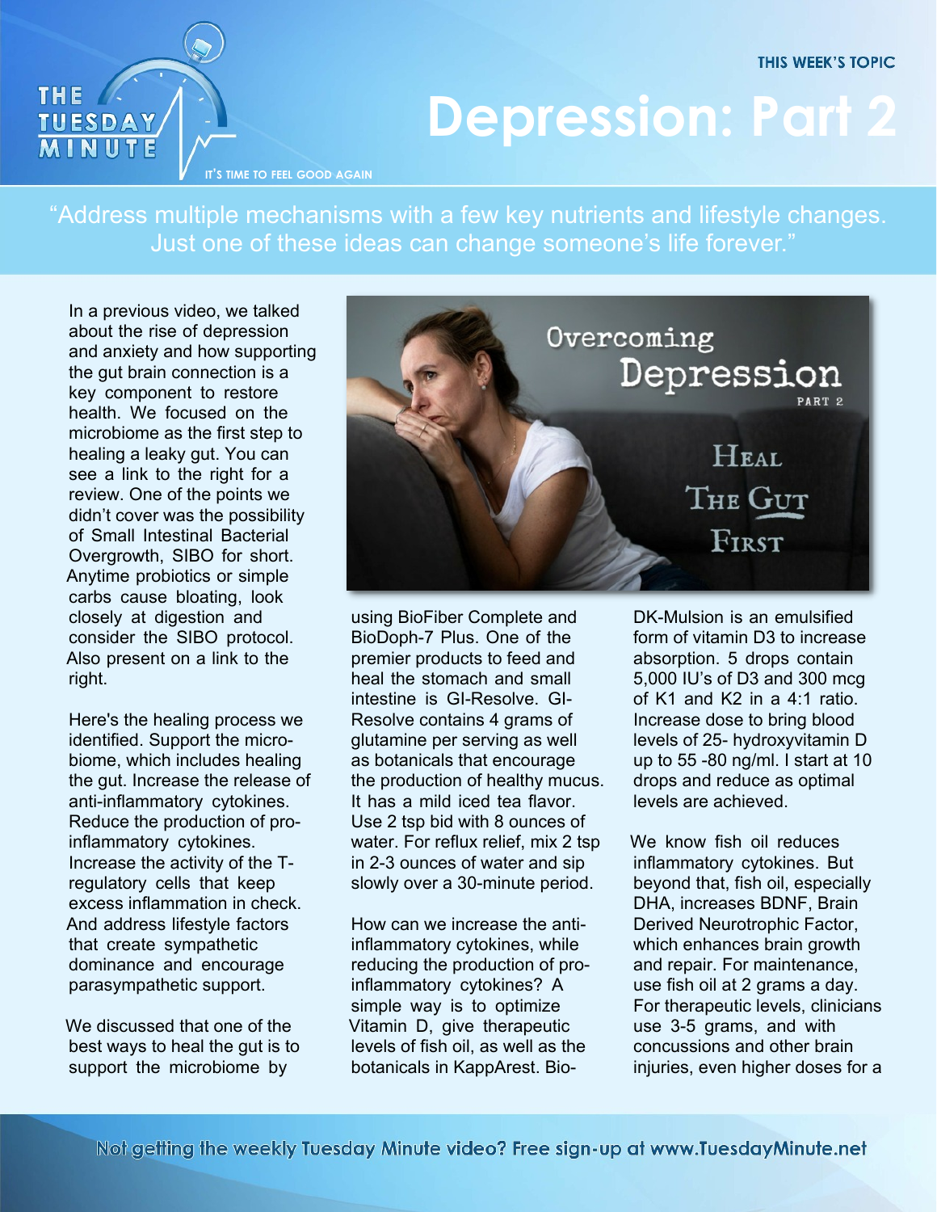THIS WEEK'S TOPIC

# Depression: Part 2

"Address multiple mechanisms with a few key nutrients and lifestyle changes. Just one of these ideas can change someone's life forever."

In a previous video, we talked about the rise of depression and anxiety and how supporting the gut brain connection is a key component to restore health. We focused on the microbiome as the first step to healing a leaky gut. You can see a link to the right for a review. One of the points we didn't cover was the possibility of Small Intestinal Bacterial Overgrowth, SIBO for short. Anytime probiotics or simple carbs cause bloating, look closely at digestion and consider the SIBO protocol. Also present on a link to the right.

Here's the healing process we identified. Support the microbiome, which includes healing the gut. Increase the release of anti-inflammatory cytokines. Reduce the production of pro-inflammatory cytokines. Increase the activity of the T-regulatory cells that keep excess inflammation in check. And address lifestyle factors that create sympathetic dominance and encourage parasympathetic support.

We discussed that one of the best ways to heal the gut is to support the microbiome by using BioFiber Complete and BioDoph-7 Plus. One of the premier products to feed and heal the stomach and small intestine is GI-Resolve. GI-Resolve contains 4 grams of glutamine per serving as well as botanicals that encourage the production of healthy mucus. It has a mild iced tea flavor. Use 2 tsp bid with 8 ounces of water. For reflux relief, mix 2 tsp in 2-3 ounces of water and sip slowly over a 30-minute period.

How can we increase the anti-inflammatory cytokines, while reducing the production of pro-inflammatory cytokines? A simple way is to optimize Vitamin D, give therapeutic levels of fish oil, as well as the botanicals in KappArest. Bio-DK-Mulsion is an emulsified form of vitamin D3 to increase absorption. 5 drops contain 5,000 IU's of D3 and 300 mcg of K1 and K2 in a 4:1 ratio. Increase dose to bring blood levels of 25- hydroxyvitamin D up to 55 -80 ng/ml. I start at 10 drops and reduce as optimal levels are achieved.

We know fish oil reduces inflammatory cytokines. But beyond that, fish oil, especially DHA, increases BDNF, Brain Derived Neurotrophic Factor, which enhances brain growth and repair. For maintenance, use fish oil at 2 grams a day. For therapeutic levels, clinicians use 3-5 grams, and with concussions and other brain injuries, even higher doses for a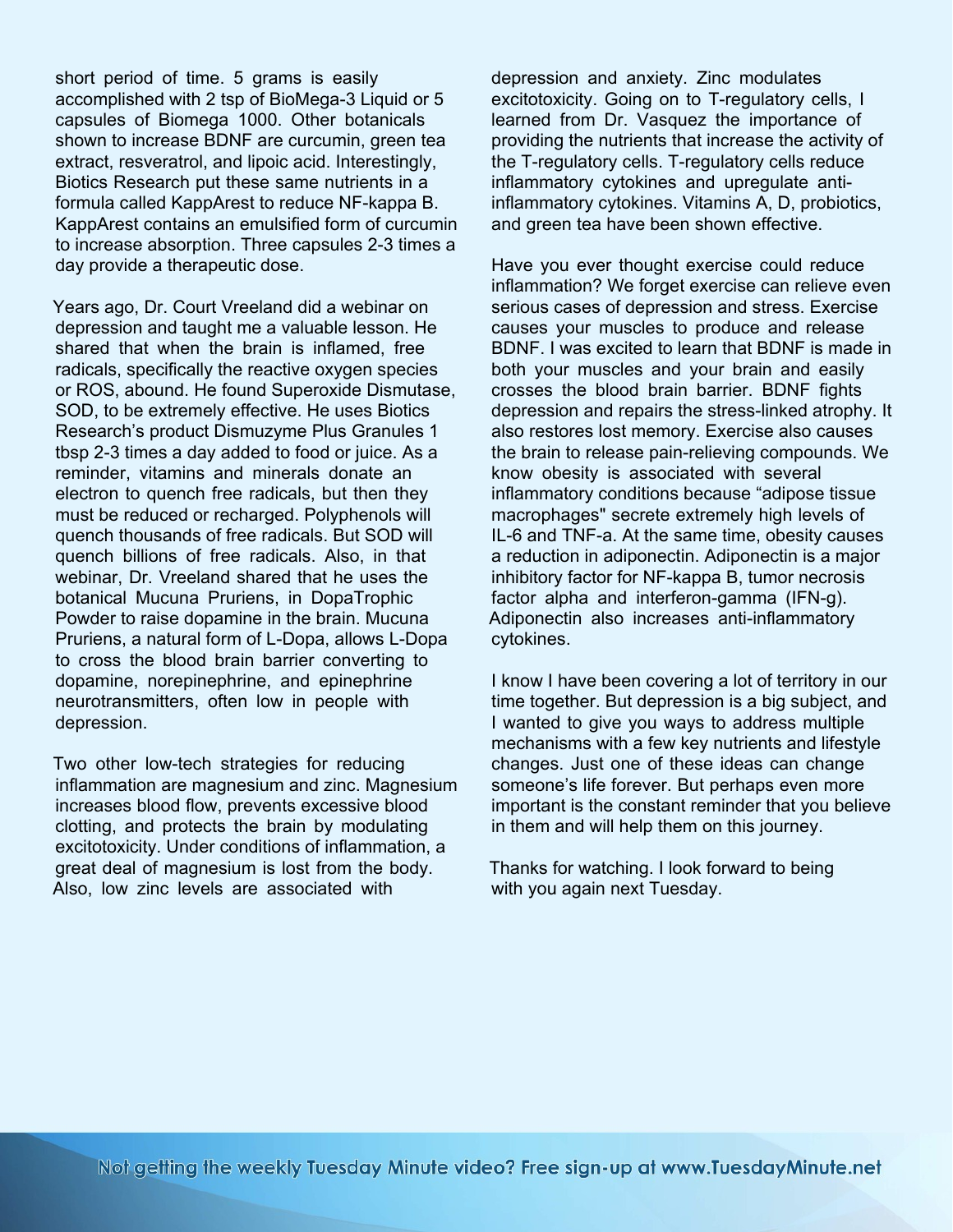short period of time. 5 grams is easily accomplished with 2 tsp of BioMega-3 Liquid or 5 capsules of Biomega 1000. Other botanicals shown to increase BDNF are curcumin, green tea extract, resveratrol, and lipoic acid. Interestingly, Biotics Research put these same nutrients in a formula called KappArest to reduce NF-kappa B. KappArest contains an emulsified form of curcumin to increase absorption. Three capsules 2-3 times a day provide a therapeutic dose.

Years ago, Dr. Court Vreeland did a webinar on depression and taught me a valuable lesson. He shared that when the brain is inflamed, free radicals, specifically the reactive oxygen species or ROS, abound. He found Superoxide Dismutase, SOD, to be extremely effective. He uses Biotics Research's product Dismuzyme Plus Granules 1 tbsp 2-3 times a day added to food or juice. As a reminder, vitamins and minerals donate an electron to quench free radicals, but then they must be reduced or recharged. Polyphenols will quench thousands of free radicals. But SOD will quench billions of free radicals. Also, in that webinar, Dr. Vreeland shared that he uses the botanical Mucuna Pruriens, in DopaTrophic Powder to raise dopamine in the brain. Mucuna Pruriens, a natural form of L-Dopa, allows L-Dopa to cross the blood brain barrier converting to dopamine, norepinephrine, and epinephrine neurotransmitters, often low in people with depression.

Two other low-tech strategies for reducing inflammation are magnesium and zinc. Magnesium increases blood flow, prevents excessive blood clotting, and protects the brain by modulating excitotoxicity. Under conditions of inflammation, a great deal of magnesium is lost from the body. Also, low zinc levels are associated with depression and anxiety. Zinc modulates excitotoxicity. Going on to T-regulatory cells, I learned from Dr. Vasquez the importance of providing the nutrients that increase the activity of the T-regulatory cells. T-regulatory cells reduce inflammatory cytokines and upregulate anti-inflammatory cytokines. Vitamins A, D, probiotics, and green tea have been shown effective.

Have you ever thought exercise could reduce inflammation? We forget exercise can relieve even serious cases of depression and stress. Exercise causes your muscles to produce and release BDNF. I was excited to learn that BDNF is made in both your muscles and your brain and easily crosses the blood brain barrier. BDNF fights depression and repairs the stress-linked atrophy. It also restores lost memory. Exercise also causes the brain to release pain-relieving compounds. We know obesity is associated with several inflammatory conditions because "adipose tissue macrophages" secrete extremely high levels of IL-6 and TNF-a. At the same time, obesity causes a reduction in adiponectin. Adiponectin is a major inhibitory factor for NF-kappa B, tumor necrosis factor alpha and interferon-gamma (IFN-g). Adiponectin also increases anti-inflammatory cytokines.

I know I have been covering a lot of territory in our time together. But depression is a big subject, and I wanted to give you ways to address multiple mechanisms with a few key nutrients and lifestyle changes. Just one of these ideas can change someone's life forever. But perhaps even more important is the constant reminder that you believe in them and will help them on this journey.

Thanks for watching. I look forward to being with you again next Tuesday.

**Not getting the weekly Tuesday Minute video? Free sign-up at www.TuesdayMinute.net**